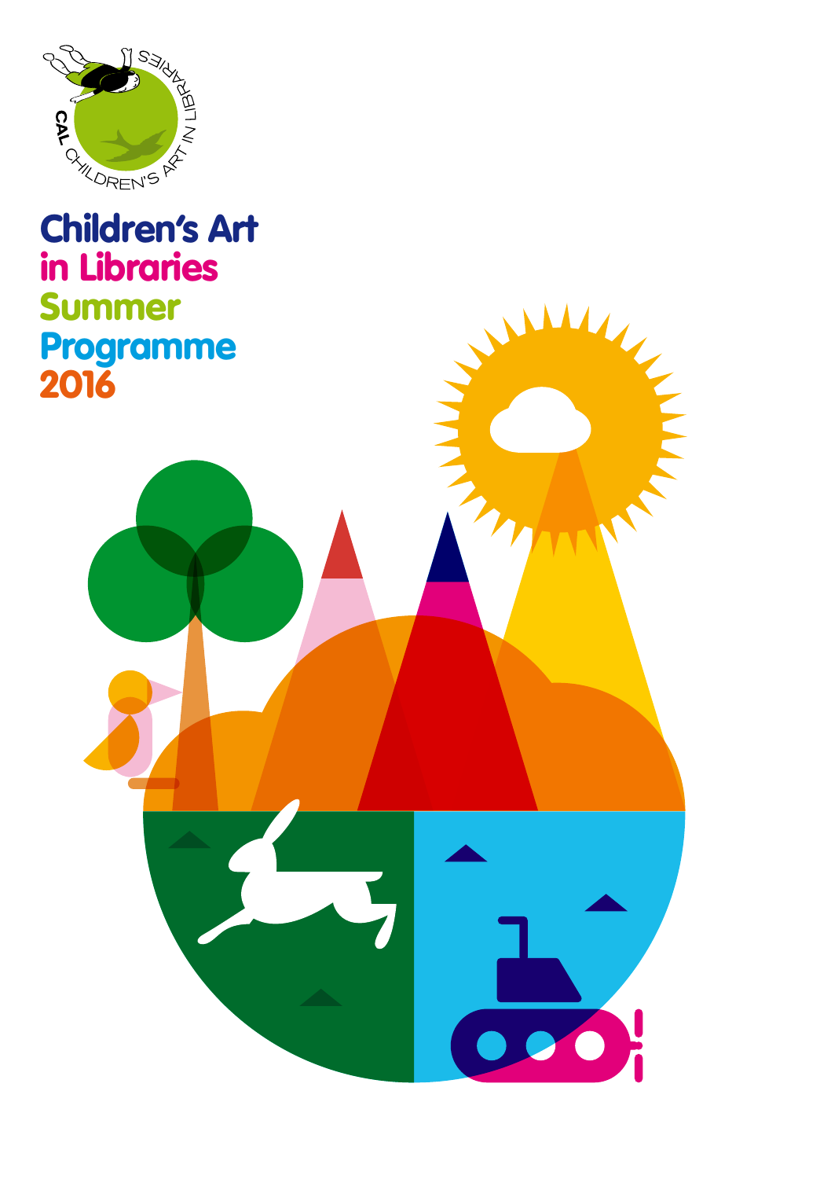CAL CHILDREN'S ART IN LIBRARIES

# Children's Art in Libraries Summer Programme 2016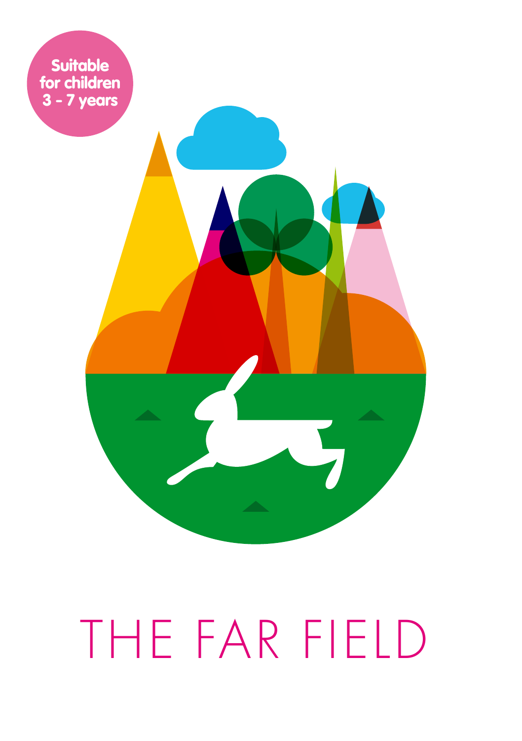Suitable for children 3 - 7 years

# THE FAR FIELD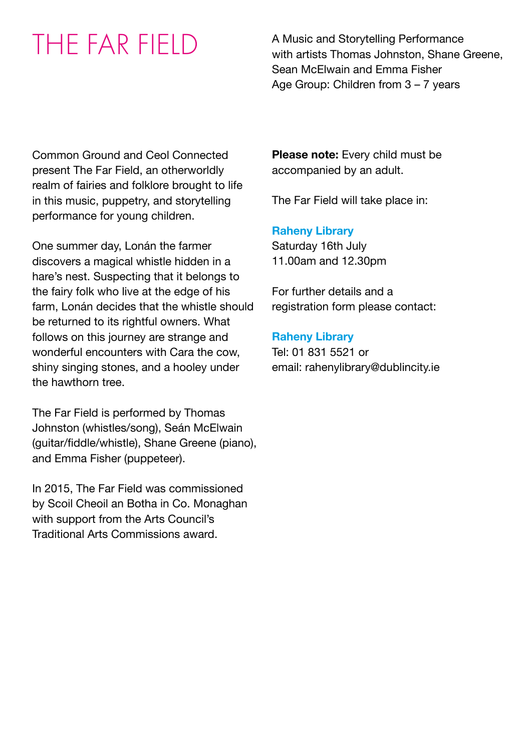# THE FAR FIELD

A Music and Storytelling Performance with artists Thomas Johnston, Shane Greene, Sean McElwain and Emma Fisher
Age Group: Children from 3 – 7 years

Common Ground and Ceol Connected present The Far Field, an otherworldly realm of fairies and folklore brought to life in this music, puppetry, and storytelling performance for young children.

One summer day, Lonán the farmer discovers a magical whistle hidden in a hare's nest. Suspecting that it belongs to the fairy folk who live at the edge of his farm, Lonán decides that the whistle should be returned to its rightful owners. What follows on this journey are strange and wonderful encounters with Cara the cow, shiny singing stones, and a hooley under the hawthorn tree.

The Far Field is performed by Thomas Johnston (whistles/song), Seán McElwain (guitar/fiddle/whistle), Shane Greene (piano), and Emma Fisher (puppeteer).

In 2015, The Far Field was commissioned by Scoil Cheoil an Botha in Co. Monaghan with support from the Arts Council's Traditional Arts Commissions award.

**Please note:** Every child must be accompanied by an adult.

The Far Field will take place in:

**Raheny Library**
Saturday 16th July
11.00am and 12.30pm

For further details and a registration form please contact:

**Raheny Library**
Tel: 01 831 5521 or
email: rahenylibrary@dublincity.ie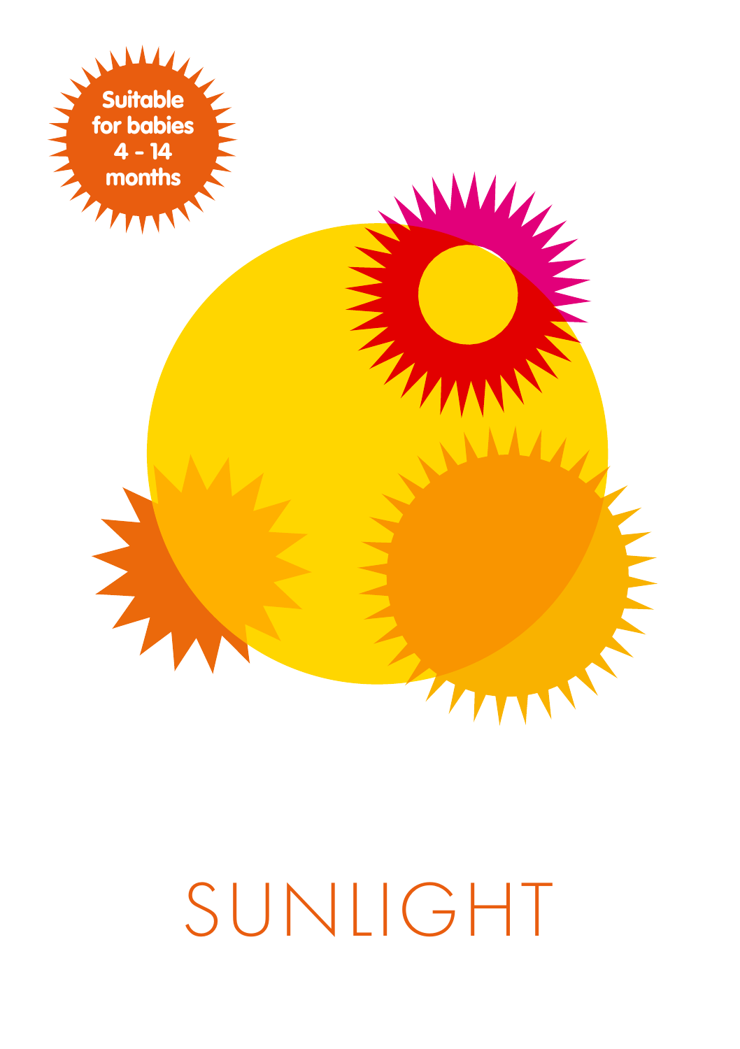Suitable for babies 4 - 14 months

# SUNLIGHT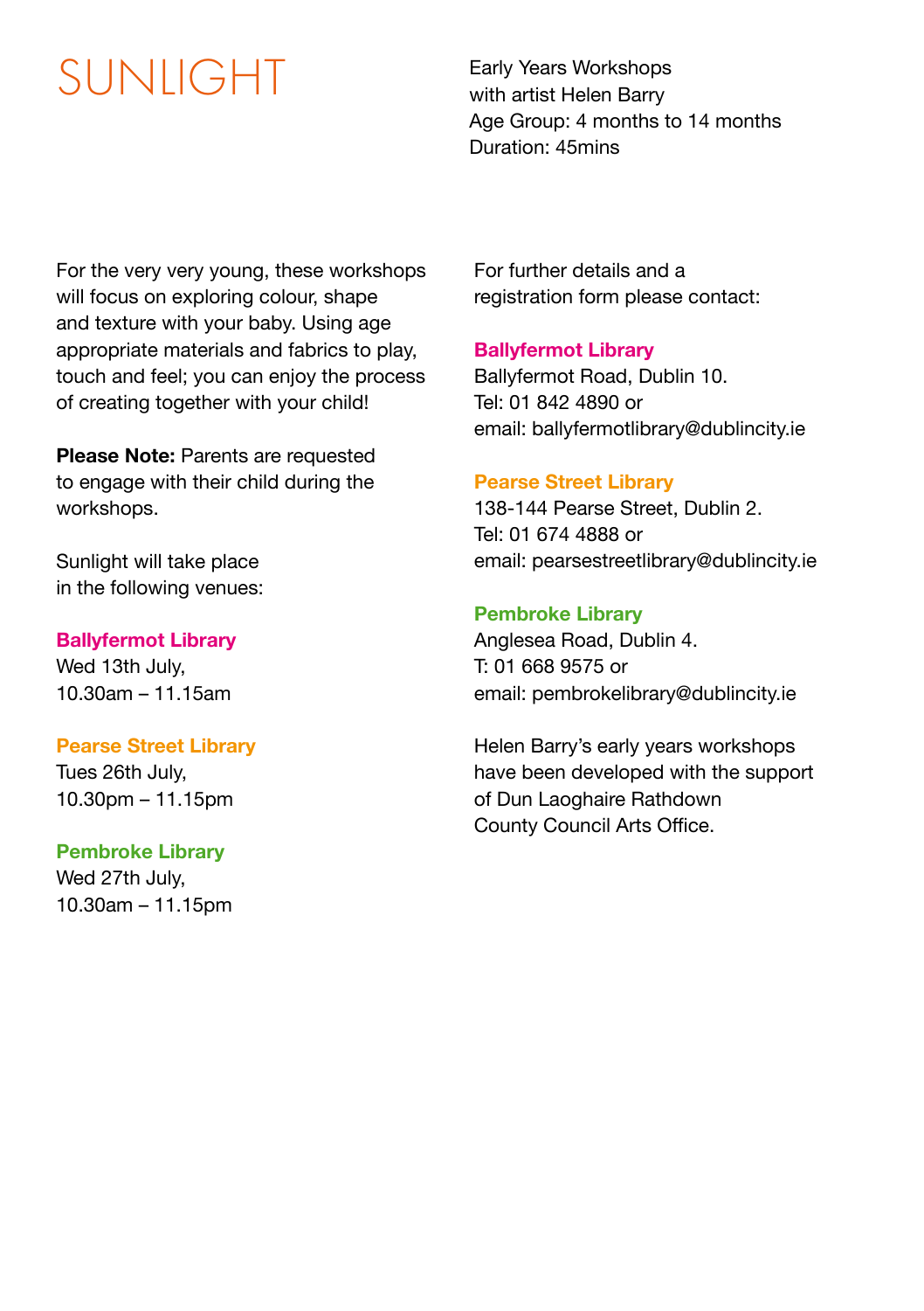# SUNLIGHT

Early Years Workshops
with artist Helen Barry
Age Group: 4 months to 14 months
Duration: 45mins

For the very very young, these workshops will focus on exploring colour, shape and texture with your baby. Using age appropriate materials and fabrics to play, touch and feel; you can enjoy the process of creating together with your child!

**Please Note:** Parents are requested to engage with their child during the workshops.

Sunlight will take place in the following venues:

**Ballyfermot Library**
Wed 13th July,
10.30am – 11.15am

**Pearse Street Library**
Tues 26th July,
10.30pm – 11.15pm

**Pembroke Library**
Wed 27th July,
10.30am – 11.15pm

For further details and a registration form please contact:

**Ballyfermot Library**
Ballyfermot Road, Dublin 10.
Tel: 01 842 4890 or
email: ballyfermotlibrary@dublincity.ie

**Pearse Street Library**
138-144 Pearse Street, Dublin 2.
Tel: 01 674 4888 or
email: pearsestreetlibrary@dublincity.ie

**Pembroke Library**
Anglesea Road, Dublin 4.
T: 01 668 9575 or
email: pembrokelibrary@dublincity.ie

Helen Barry's early years workshops have been developed with the support of Dun Laoghaire Rathdown County Council Arts Office.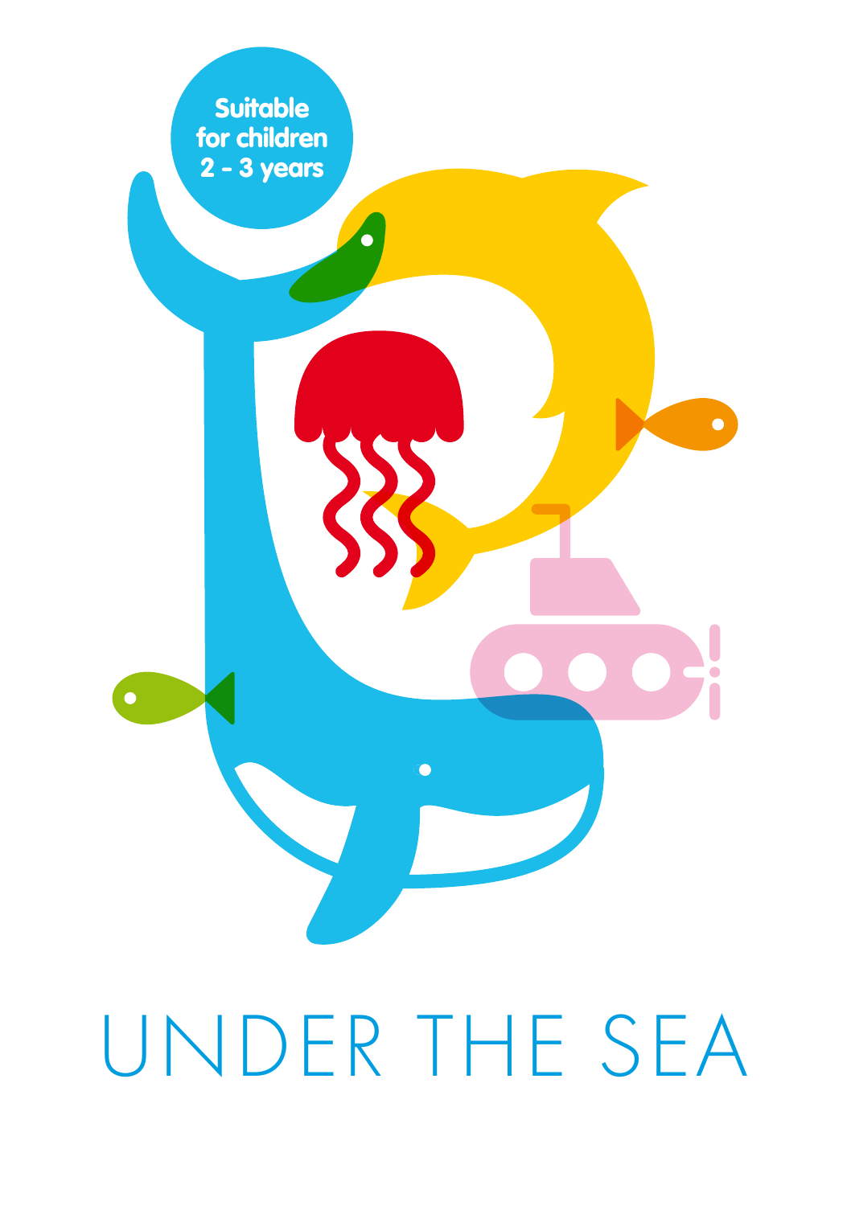Suitable for children 2 - 3 years

# UNDER THE SEA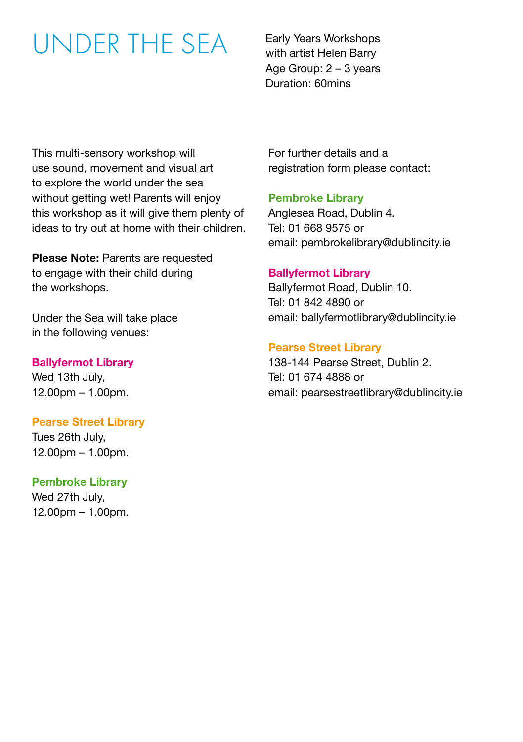# UNDER THE SEA

Early Years Workshops
with artist Helen Barry
Age Group: 2 – 3 years
Duration: 60mins

This multi-sensory workshop will use sound, movement and visual art to explore the world under the sea without getting wet! Parents will enjoy this workshop as it will give them plenty of ideas to try out at home with their children.

**Please Note:** Parents are requested to engage with their child during the workshops.

Under the Sea will take place in the following venues:

**Ballyfermot Library**
Wed 13th July,
12.00pm – 1.00pm.

**Pearse Street Library**
Tues 26th July,
12.00pm – 1.00pm.

**Pembroke Library**
Wed 27th July,
12.00pm – 1.00pm.

For further details and a registration form please contact:

**Pembroke Library**
Anglesea Road, Dublin 4.
Tel: 01 668 9575 or
email: pembrokelibrary@dublincity.ie

**Ballyfermot Library**
Ballyfermot Road, Dublin 10.
Tel: 01 842 4890 or
email: ballyfermotlibrary@dublincity.ie

**Pearse Street Library**
138-144 Pearse Street, Dublin 2.
Tel: 01 674 4888 or
email: pearsestreetlibrary@dublincity.ie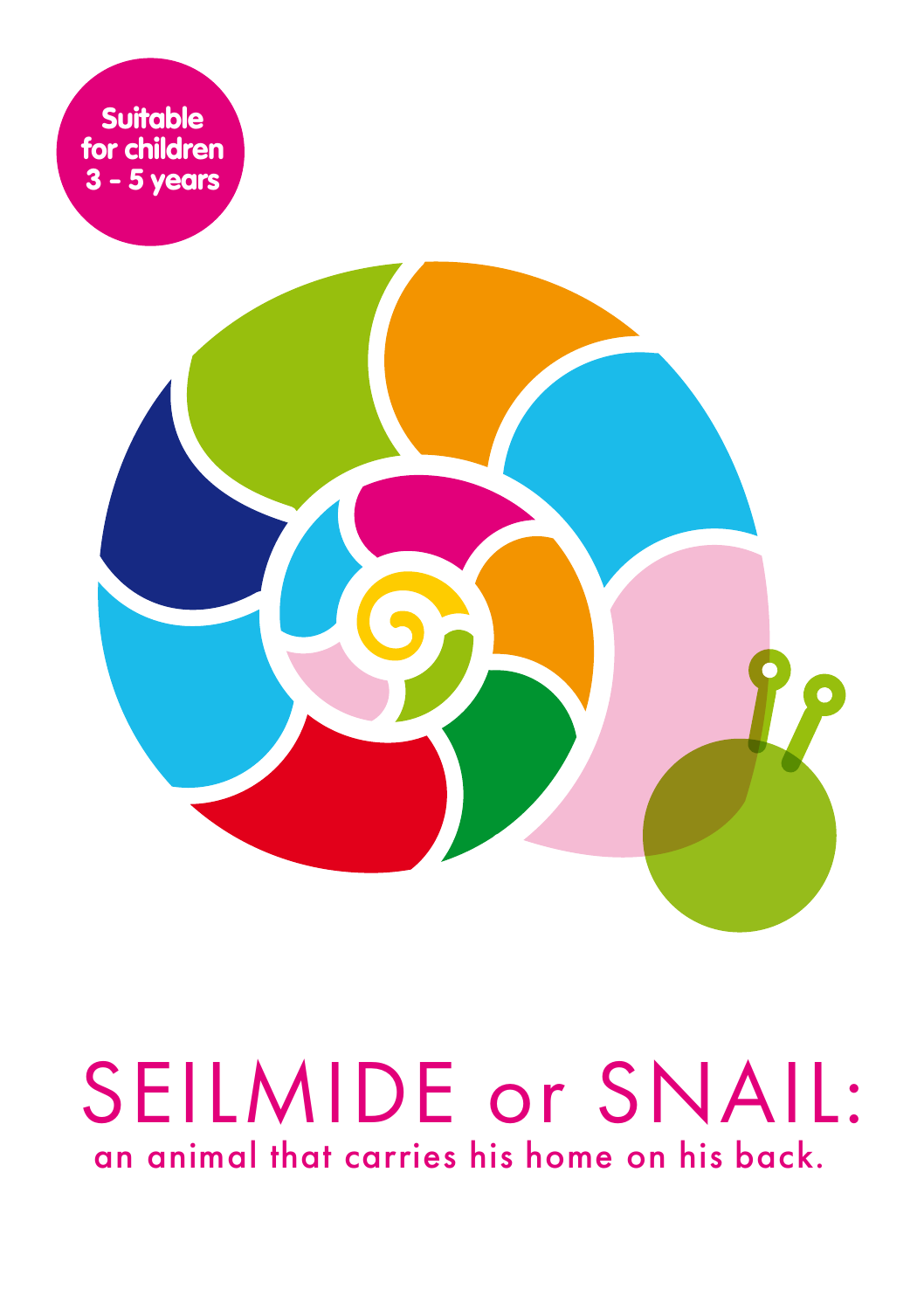Suitable for children 3 - 5 years

# SEILMIDE or SNAIL:

an animal that carries his home on his back.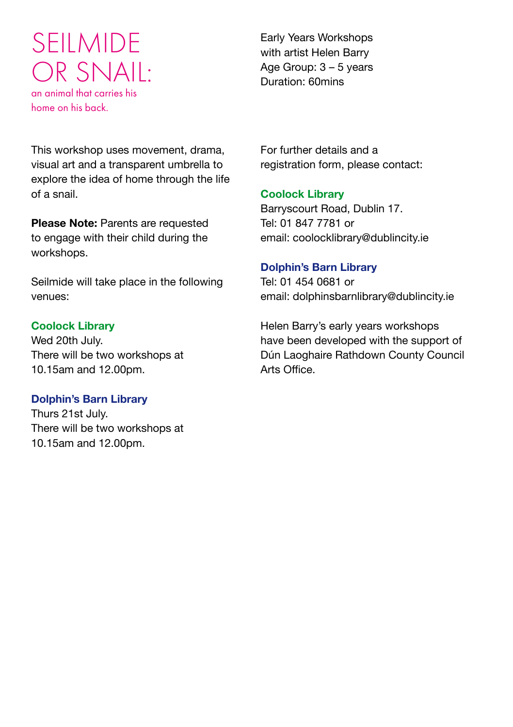# SEILMIDE OR SNAIL:

an animal that carries his home on his back.

Early Years Workshops
with artist Helen Barry
Age Group: 3 – 5 years
Duration: 60mins

This workshop uses movement, drama, visual art and a transparent umbrella to explore the idea of home through the life of a snail.

**Please Note:** Parents are requested to engage with their child during the workshops.

Seilmide will take place in the following venues:

**Coolock Library**
Wed 20th July.
There will be two workshops at 10.15am and 12.00pm.

**Dolphin's Barn Library**
Thurs 21st July.
There will be two workshops at 10.15am and 12.00pm.

For further details and a registration form, please contact:

**Coolock Library**
Barryscourt Road, Dublin 17.
Tel: 01 847 7781 or
email: coolocklibrary@dublincity.ie

**Dolphin's Barn Library**
Tel: 01 454 0681 or
email: dolphinsbarnlibrary@dublincity.ie

Helen Barry's early years workshops have been developed with the support of Dún Laoghaire Rathdown County Council Arts Office.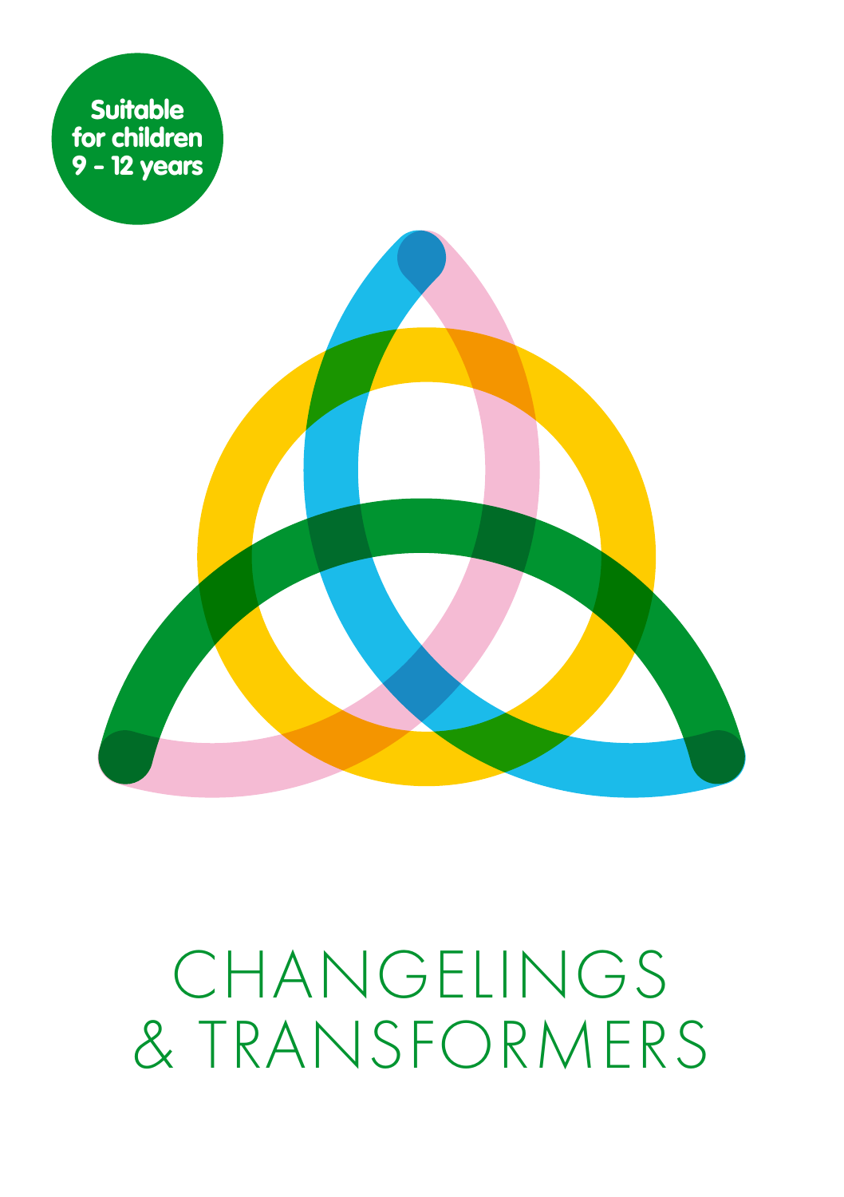Suitable for children 9 - 12 years

# CHANGELINGS & TRANSFORMERS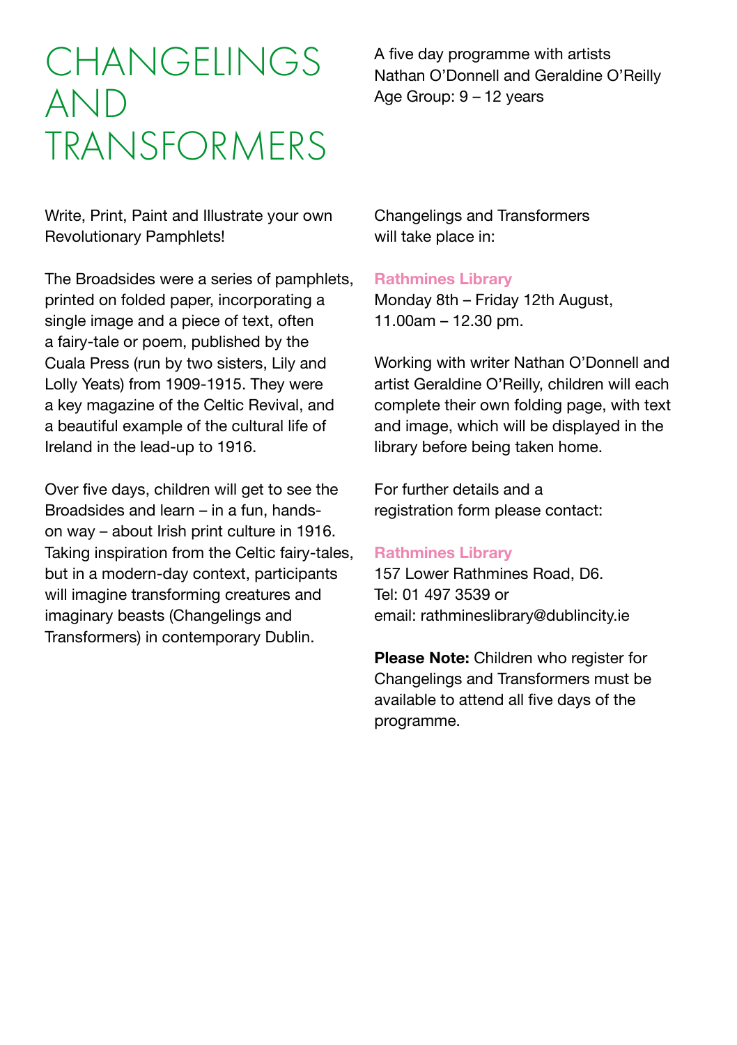# CHANGELINGS AND TRANSFORMERS

A five day programme with artists Nathan O'Donnell and Geraldine O'Reilly
Age Group: 9 – 12 years

Write, Print, Paint and Illustrate your own Revolutionary Pamphlets!

The Broadsides were a series of pamphlets, printed on folded paper, incorporating a single image and a piece of text, often a fairy-tale or poem, published by the Cuala Press (run by two sisters, Lily and Lolly Yeats) from 1909-1915. They were a key magazine of the Celtic Revival, and a beautiful example of the cultural life of Ireland in the lead-up to 1916.

Over five days, children will get to see the Broadsides and learn – in a fun, hands-on way – about Irish print culture in 1916. Taking inspiration from the Celtic fairy-tales, but in a modern-day context, participants will imagine transforming creatures and imaginary beasts (Changelings and Transformers) in contemporary Dublin.

Changelings and Transformers will take place in:

**Rathmines Library**
Monday 8th – Friday 12th August,
11.00am – 12.30 pm.

Working with writer Nathan O'Donnell and artist Geraldine O'Reilly, children will each complete their own folding page, with text and image, which will be displayed in the library before being taken home.

For further details and a registration form please contact:

**Rathmines Library**
157 Lower Rathmines Road, D6.
Tel: 01 497 3539 or
email: rathmineslibrary@dublincity.ie

**Please Note:** Children who register for Changelings and Transformers must be available to attend all five days of the programme.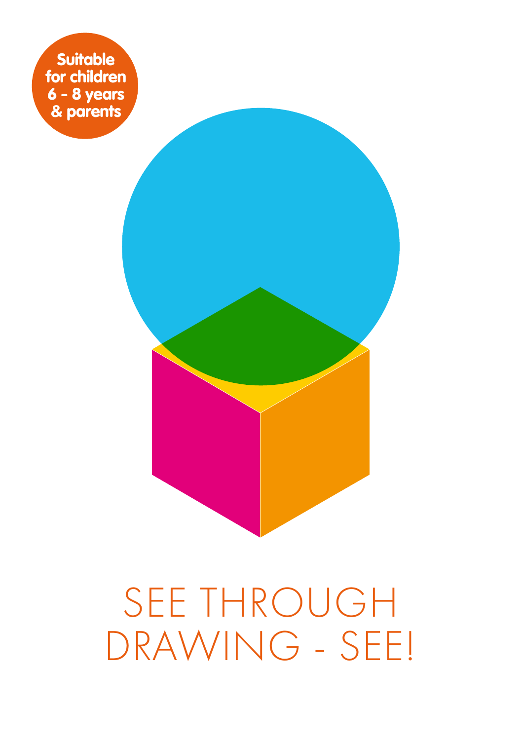Suitable for children 6 - 8 years & parents

# SEE THROUGH DRAWING - SEE!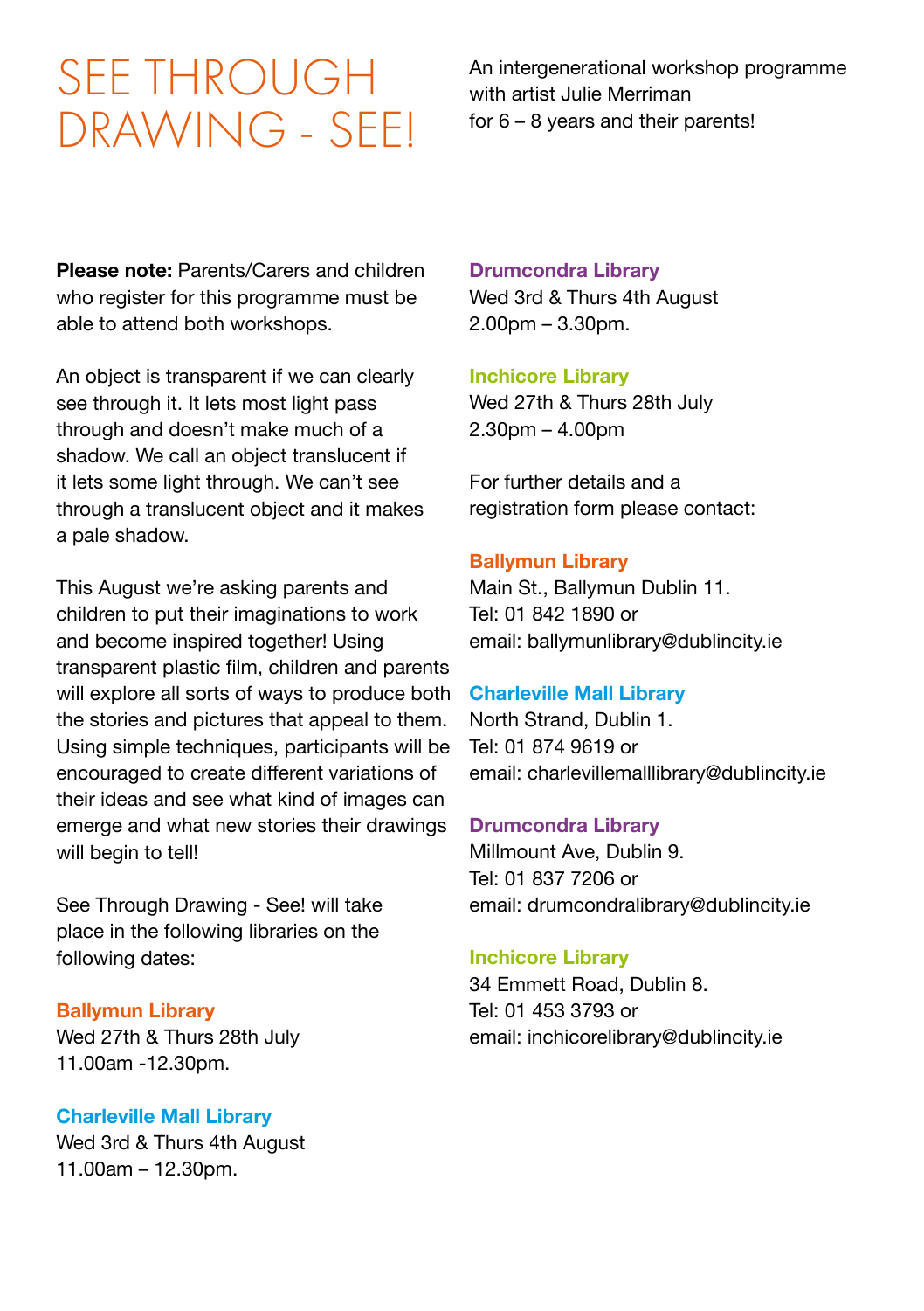# SEE THROUGH DRAWING - SEE!

An intergenerational workshop programme with artist Julie Merriman for 6 – 8 years and their parents!

**Please note:** Parents/Carers and children who register for this programme must be able to attend both workshops.

An object is transparent if we can clearly see through it. It lets most light pass through and doesn't make much of a shadow. We call an object translucent if it lets some light through. We can't see through a translucent object and it makes a pale shadow.

This August we're asking parents and children to put their imaginations to work and become inspired together! Using transparent plastic film, children and parents will explore all sorts of ways to produce both the stories and pictures that appeal to them. Using simple techniques, participants will be encouraged to create different variations of their ideas and see what kind of images can emerge and what new stories their drawings will begin to tell!

See Through Drawing - See! will take place in the following libraries on the following dates:

**Ballymun Library**
Wed 27th & Thurs 28th July
11.00am -12.30pm.

**Charleville Mall Library**
Wed 3rd & Thurs 4th August
11.00am – 12.30pm.

**Drumcondra Library**
Wed 3rd & Thurs 4th August
2.00pm – 3.30pm.

**Inchicore Library**
Wed 27th & Thurs 28th July
2.30pm – 4.00pm

For further details and a registration form please contact:

**Ballymun Library**
Main St., Ballymun Dublin 11.
Tel: 01 842 1890 or
email: ballymunlibrary@dublincity.ie

**Charleville Mall Library**
North Strand, Dublin 1.
Tel: 01 874 9619 or
email: charlevillemalllibrary@dublincity.ie

**Drumcondra Library**
Millmount Ave, Dublin 9.
Tel: 01 837 7206 or
email: drumcondralibrary@dublincity.ie

**Inchicore Library**
34 Emmett Road, Dublin 8.
Tel: 01 453 3793 or
email: inchicorelibrary@dublincity.ie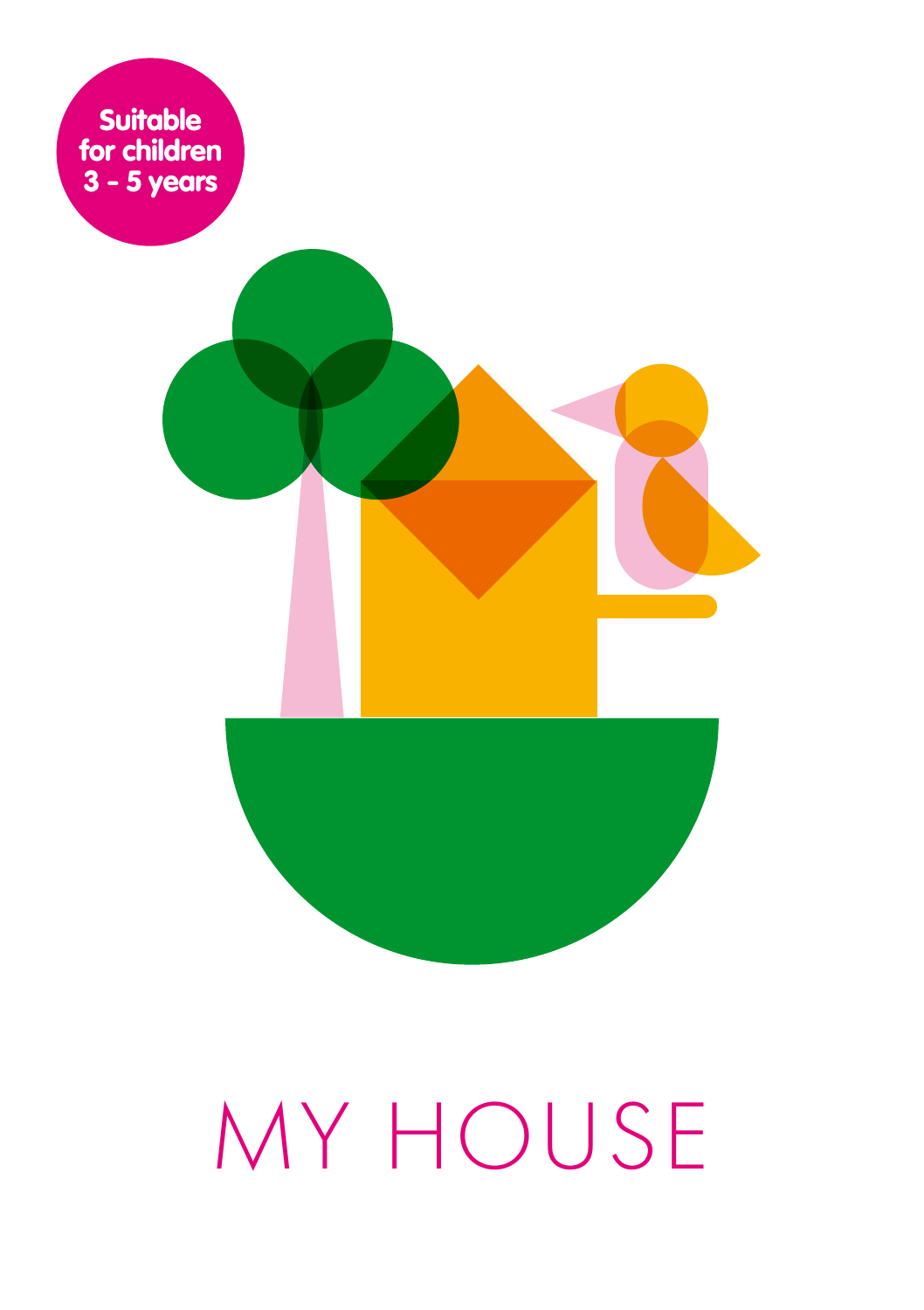Suitable for children 3 - 5 years

# MY HOUSE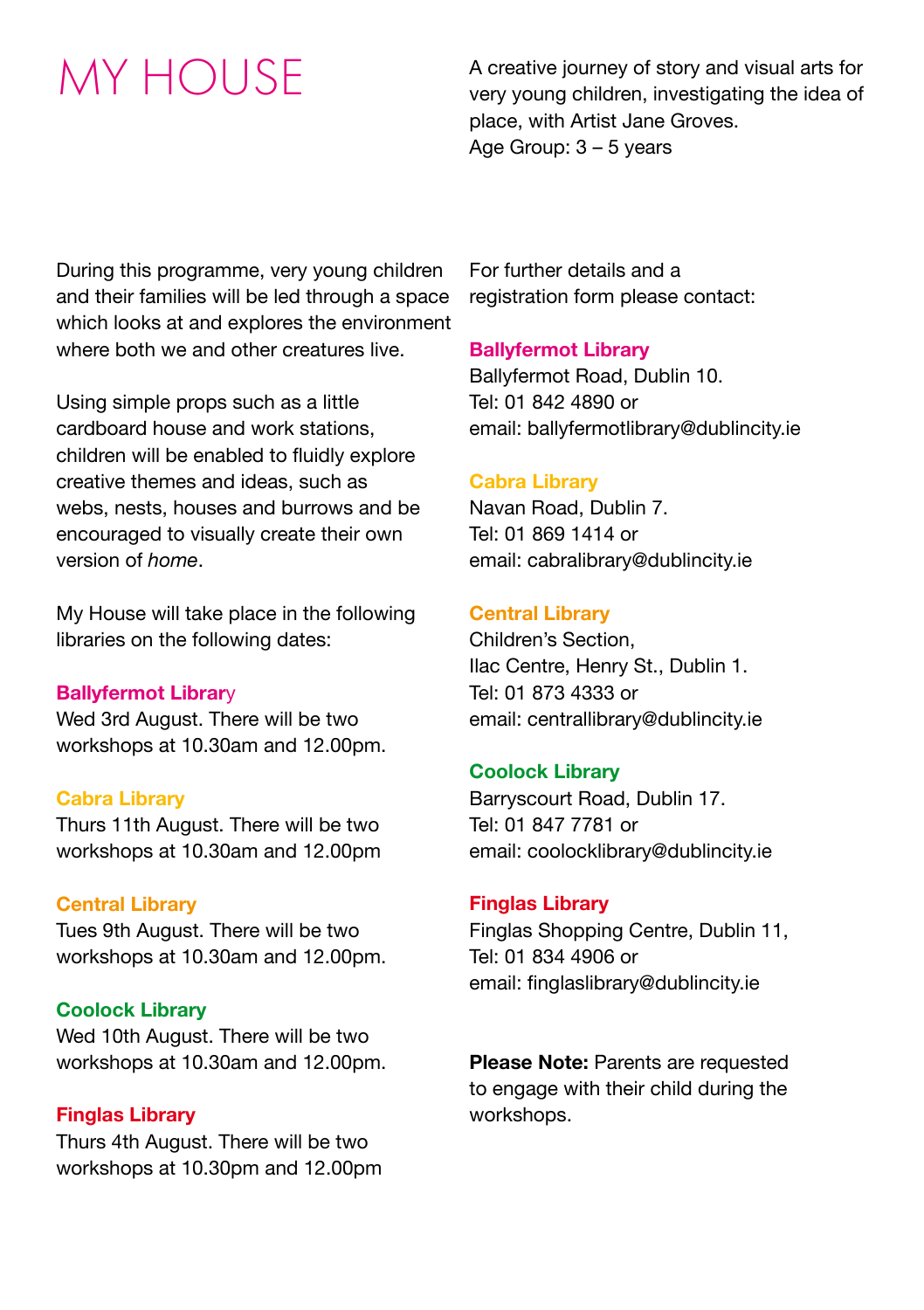# MY HOUSE

A creative journey of story and visual arts for very young children, investigating the idea of place, with Artist Jane Groves.
Age Group: 3 – 5 years

During this programme, very young children and their families will be led through a space which looks at and explores the environment where both we and other creatures live.

Using simple props such as a little cardboard house and work stations, children will be enabled to fluidly explore creative themes and ideas, such as webs, nests, houses and burrows and be encouraged to visually create their own version of *home*.

My House will take place in the following libraries on the following dates:

**Ballyfermot Library**
Wed 3rd August. There will be two workshops at 10.30am and 12.00pm.

**Cabra Library**
Thurs 11th August. There will be two workshops at 10.30am and 12.00pm

**Central Library**
Tues 9th August. There will be two workshops at 10.30am and 12.00pm.

**Coolock Library**
Wed 10th August. There will be two workshops at 10.30am and 12.00pm.

**Finglas Library**
Thurs 4th August. There will be two workshops at 10.30pm and 12.00pm

For further details and a registration form please contact:

**Ballyfermot Library**
Ballyfermot Road, Dublin 10.
Tel: 01 842 4890 or
email: ballyfermotlibrary@dublincity.ie

**Cabra Library**
Navan Road, Dublin 7.
Tel: 01 869 1414 or
email: cabralibrary@dublincity.ie

**Central Library**
Children's Section,
Ilac Centre, Henry St., Dublin 1.
Tel: 01 873 4333 or
email: centrallibrary@dublincity.ie

**Coolock Library**
Barryscourt Road, Dublin 17.
Tel: 01 847 7781 or
email: coolocklibrary@dublincity.ie

**Finglas Library**
Finglas Shopping Centre, Dublin 11,
Tel: 01 834 4906 or
email: finglaslibrary@dublincity.ie

**Please Note:** Parents are requested to engage with their child during the workshops.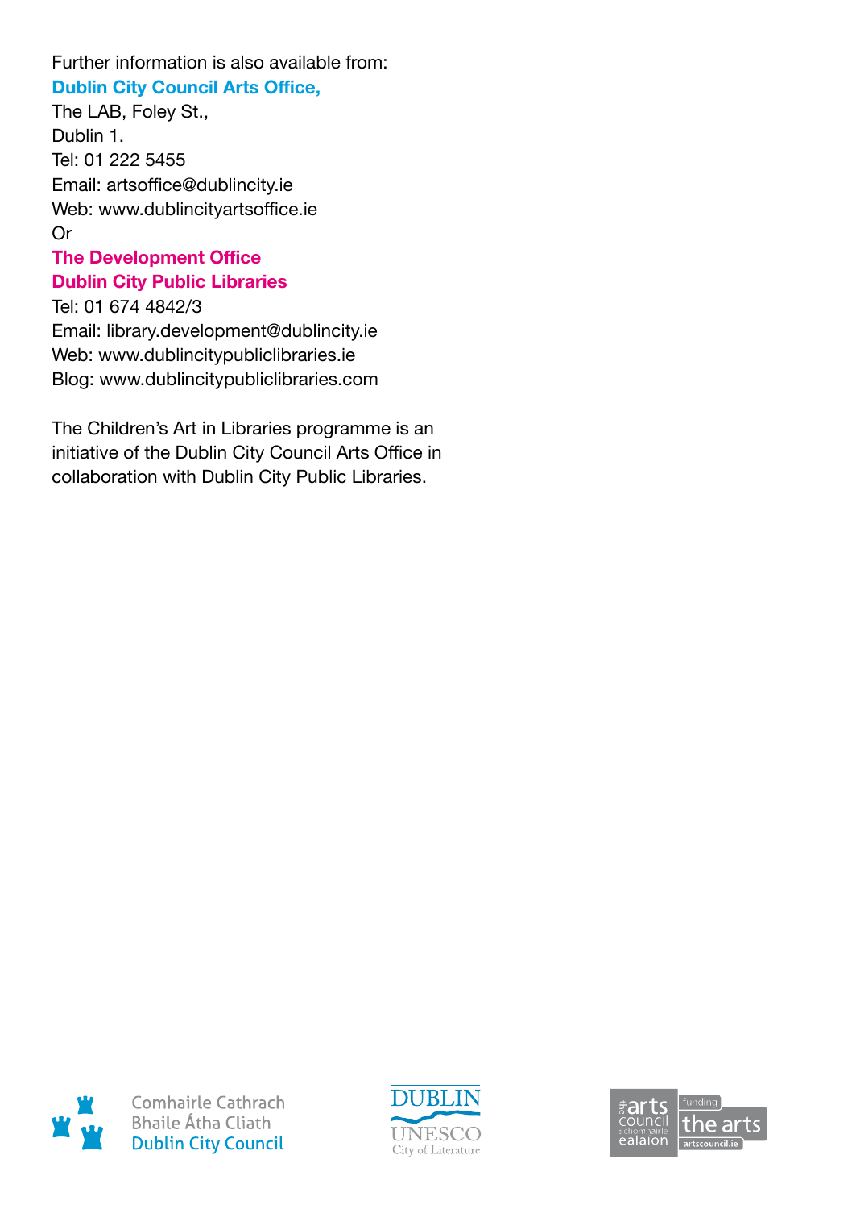Further information is also available from:

**Dublin City Council Arts Office,**
The LAB, Foley St.,
Dublin 1.
Tel: 01 222 5455
Email: artsoffice@dublincity.ie
Web: www.dublincityartsoffice.ie
Or

**The Development Office**
**Dublin City Public Libraries**
Tel: 01 674 4842/3
Email: library.development@dublincity.ie
Web: www.dublincitypubliclibraries.ie
Blog: www.dublincitypubliclibraries.com

The Children's Art in Libraries programme is an initiative of the Dublin City Council Arts Office in collaboration with Dublin City Public Libraries.

Comhairle Cathrach Bhaile Átha Cliath
Dublin City Council

DUBLIN UNESCO City of Literature

the arts council
an chomhairle ealaíon
funding the arts
artscouncil.ie